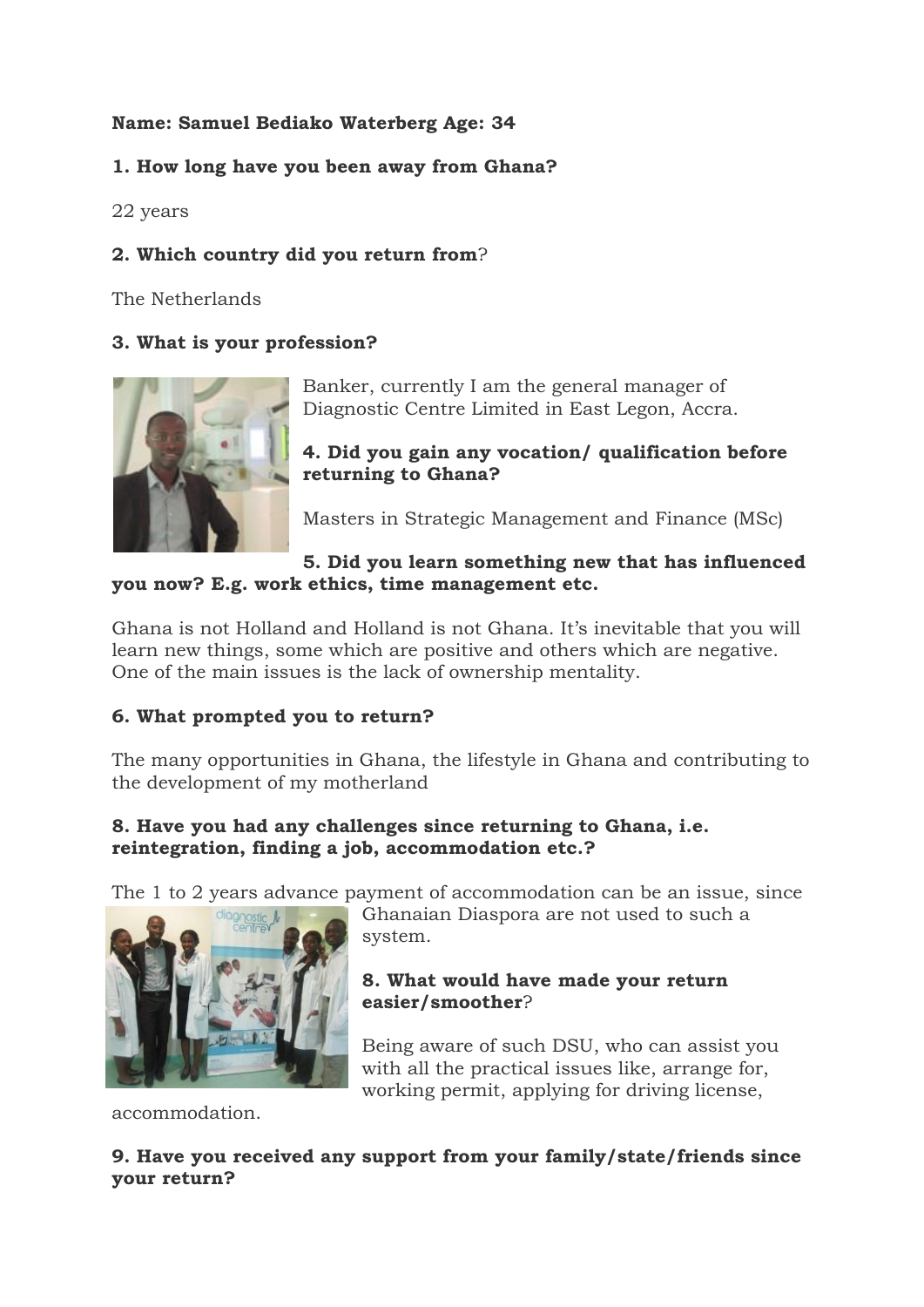**Name: Samuel Bediako Waterberg Age: 34**

**1. How long have you been away from Ghana?**

22 years

**2. Which country did you return from**?

The Netherlands

**3. What is your profession?**

Banker, currently I am the general manager of Diagnostic Centre Limited in East Legon, Accra.

**4. Did you gain any vocation/ qualification before returning to Ghana?**

Masters in Strategic Management and Finance (MSc)

**5. Did you learn something new that has influenced you now? E.g. work ethics, time management etc.**

Ghana is not Holland and Holland is not Ghana. It's inevitable that you will learn new things, some which are positive and others which are negative. One of the main issues is the lack of ownership mentality.

**6. What prompted you to return?**

The many opportunities in Ghana, the lifestyle in Ghana and contributing to the development of my motherland

**8. Have you had any challenges since returning to Ghana, i.e. reintegration, finding a job, accommodation etc.?**

The 1 to 2 years advance payment of accommodation can be an issue, since Ghanaian Diaspora are not used to such a system.

**8. What would have made your return easier/smoother**?

Being aware of such DSU, who can assist you with all the practical issues like, arrange for, working permit, applying for driving license, accommodation.

**9. Have you received any support from your family/state/friends since your return?**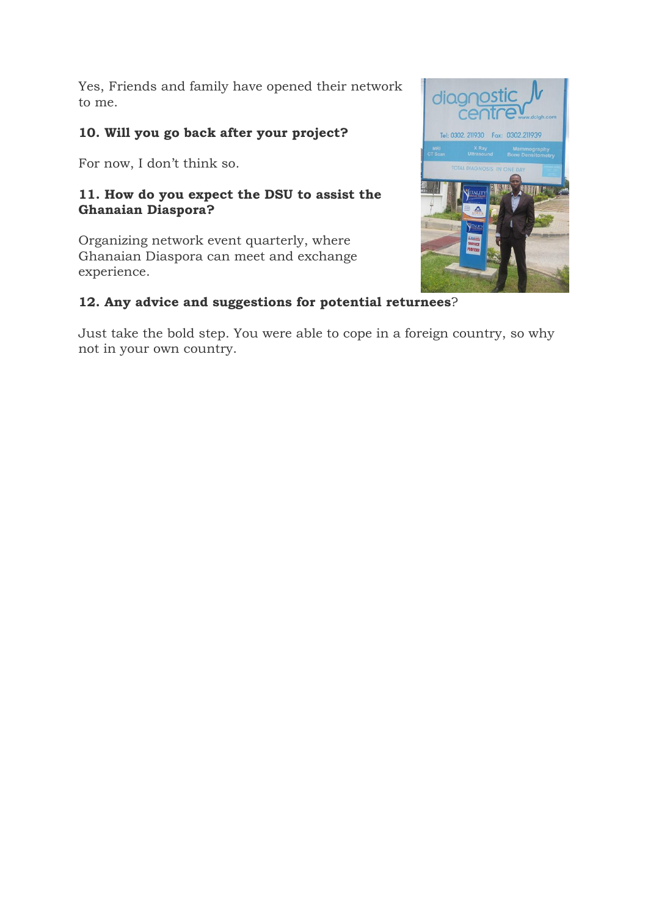Yes, Friends and family have opened their network to me.

**10. Will you go back after your project?**

For now, I don't think so.

**11. How do you expect the DSU to assist the Ghanaian Diaspora?**

Organizing network event quarterly, where Ghanaian Diaspora can meet and exchange experience.

**12. Any advice and suggestions for potential returnees**?

Just take the bold step. You were able to cope in a foreign country, so why not in your own country.